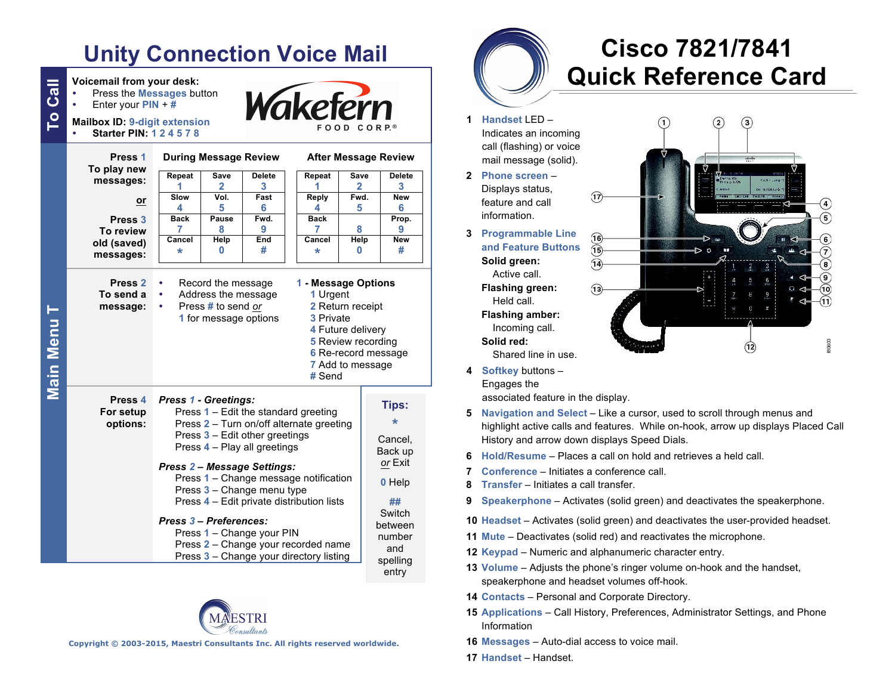# Unity Connection Voice Mail

## To Call

**Voicemail from your desk:**

- Press the Messages button
- Enter your PIN + #

**Mailbox ID:** 9-digit extension

- **Starter PIN:** 1 2 4 5 7 8

Wakefern FOOD CORP.®

## Main Menu T

**Press 1 To play new messages:**

**or**

**Press 3 To review old (saved) messages:**

**During Message Review**

| Repeat | Save | Delete |
|---|---|---|
| 1 | 2 | 3 |
| Slow 4 | Vol. 5 | Fast 6 |
| Back 7 | Pause 8 | Fwd. 9 |
| Cancel * | Help 0 | End # |

**After Message Review**

| Repeat | Save | Delete |
|---|---|---|
| 1 | 2 | 3 |
| Reply 4 | Fwd. 5 | New 6 |
| Back 7 | 8 | Prop. 9 |
| Cancel * | Help 0 | New # |

**Press 2 To send a message:**

- Record the message
- Address the message
- Press # to send *or* 1 for message options

**1 - Message Options**

1 Urgent
2 Return receipt
3 Private
4 Future delivery
5 Review recording
6 Re-record message
7 Add to message
# Send

**Press 4 For setup options:**

***Press 1 - Greetings:***

Press 1 – Edit the standard greeting
Press 2 – Turn on/off alternate greeting
Press 3 – Edit other greetings
Press 4 – Play all greetings

***Press 2 – Message Settings:***

Press 1 – Change message notification
Press 3 – Change menu type
Press 4 – Edit private distribution lists

***Press 3 – Preferences:***

Press 1 – Change your PIN
Press 2 – Change your recorded name
Press 3 – Change your directory listing

**Tips:**

\* Cancel, Back up *or* Exit

0 Help

## Switch between number and spelling entry

MAESTRI Consultants

Copyright © 2003-2015, Maestri Consultants Inc. All rights reserved worldwide.

# Cisco 7821/7841 Quick Reference Card

1 **Handset LED** – Indicates an incoming call (flashing) or voice mail message (solid).

2 **Phone screen** – Displays status, feature and call information.

3 **Programmable Line and Feature Buttons**

**Solid green:** Active call.
**Flashing green:** Held call.
**Flashing amber:** Incoming call.
**Solid red:** Shared line in use.

4 **Softkey** buttons – Engages the associated feature in the display.

5 **Navigation and Select** – Like a cursor, used to scroll through menus and highlight active calls and features. While on-hook, arrow up displays Placed Call History and arrow down displays Speed Dials.

6 **Hold/Resume** – Places a call on hold and retrieves a held call.

7 **Conference** – Initiates a conference call.

8 **Transfer** – Initiates a call transfer.

9 **Speakerphone** – Activates (solid green) and deactivates the speakerphone.

10 **Headset** – Activates (solid green) and deactivates the user-provided headset.

11 **Mute** – Deactivates (solid red) and reactivates the microphone.

12 **Keypad** – Numeric and alphanumeric character entry.

13 **Volume** – Adjusts the phone's ringer volume on-hook and the handset, speakerphone and headset volumes off-hook.

14 **Contacts** – Personal and Corporate Directory.

15 **Applications** – Call History, Preferences, Administrator Settings, and Phone Information

16 **Messages** – Auto-dial access to voice mail.

17 **Handset** – Handset.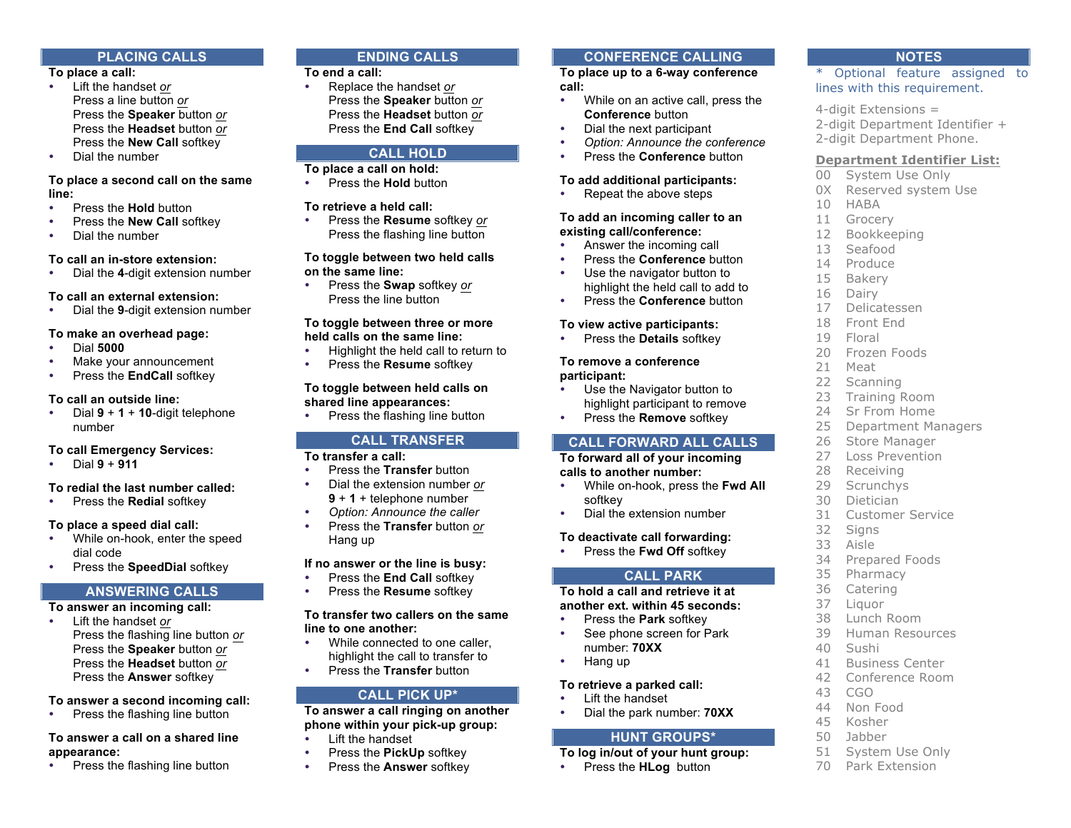## PLACING CALLS

**To place a call:**

- Lift the handset *or*
  Press a line button *or*
  Press the **Speaker** button *or*
  Press the **Headset** button *or*
  Press the **New Call** softkey
- Dial the number

**To place a second call on the same line:**

- Press the **Hold** button
- Press the **New Call** softkey
- Dial the number

**To call an in-store extension:**

- Dial the **4**-digit extension number

**To call an external extension:**

- Dial the **9**-digit extension number

**To make an overhead page:**

- Dial **5000**
- Make your announcement
- Press the **EndCall** softkey

**To call an outside line:**

- Dial **9** + **1** + **10**-digit telephone number

**To call Emergency Services:**

- Dial **9** + **911**

**To redial the last number called:**

- Press the **Redial** softkey

**To place a speed dial call:**

- While on-hook, enter the speed dial code
- Press the **SpeedDial** softkey

## ANSWERING CALLS

**To answer an incoming call:**

- Lift the handset *or*
  Press the flashing line button *or*
  Press the **Speaker** button *or*
  Press the **Headset** button *or*
  Press the **Answer** softkey

**To answer a second incoming call:**

- Press the flashing line button

**To answer a call on a shared line appearance:**

- Press the flashing line button

## ENDING CALLS

**To end a call:**

- Replace the handset *or*
  Press the **Speaker** button *or*
  Press the **Headset** button *or*
  Press the **End Call** softkey

## CALL HOLD

**To place a call on hold:**

- Press the **Hold** button

**To retrieve a held call:**

- Press the **Resume** softkey *or*
  Press the flashing line button

**To toggle between two held calls on the same line:**

- Press the **Swap** softkey *or*
  Press the line button

**To toggle between three or more held calls on the same line:**

- Highlight the held call to return to
- Press the **Resume** softkey

**To toggle between held calls on shared line appearances:**

- Press the flashing line button

## CALL TRANSFER

**To transfer a call:**

- Press the **Transfer** button
- Dial the extension number *or*
  **9** + **1** + telephone number
- *Option: Announce the caller*
- Press the **Transfer** button *or*
  Hang up

**If no answer or the line is busy:**

- Press the **End Call** softkey
- Press the **Resume** softkey

**To transfer two callers on the same line to one another:**

- While connected to one caller, highlight the call to transfer to
- Press the **Transfer** button

## CALL PICK UP*

**To answer a call ringing on another phone within your pick-up group:**

- Lift the handset
- Press the **PickUp** softkey
- Press the **Answer** softkey

## CONFERENCE CALLING

**To place up to a 6-way conference call:**

- While on an active call, press the **Conference** button
- Dial the next participant
- *Option: Announce the conference*
- Press the **Conference** button

**To add additional participants:**

- Repeat the above steps

**To add an incoming caller to an existing call/conference:**

- Answer the incoming call
- Press the **Conference** button
- Use the navigator button to highlight the held call to add to
- Press the **Conference** button

**To view active participants:**

- Press the **Details** softkey

**To remove a conference participant:**

- Use the Navigator button to highlight participant to remove
- Press the **Remove** softkey

## CALL FORWARD ALL CALLS

**To forward all of your incoming calls to another number:**

- While on-hook, press the **Fwd All** softkey
- Dial the extension number

**To deactivate call forwarding:**

- Press the **Fwd Off** softkey

## CALL PARK

**To hold a call and retrieve it at another ext. within 45 seconds:**

- Press the **Park** softkey
- See phone screen for Park number: **70XX**
- Hang up

**To retrieve a parked call:**

- Lift the handset
- Dial the park number: **70XX**

## HUNT GROUPS*

**To log in/out of your hunt group:**

- Press the **HLog** button

## NOTES

\* Optional feature assigned to lines with this requirement.

4-digit Extensions =
2-digit Department Identifier +
2-digit Department Phone.

**Department Identifier List:**

| | |
|---|---|
| 00 | System Use Only |
| 0X | Reserved system Use |
| 10 | HABA |
| 11 | Grocery |
| 12 | Bookkeeping |
| 13 | Seafood |
| 14 | Produce |
| 15 | Bakery |
| 16 | Dairy |
| 17 | Delicatessen |
| 18 | Front End |
| 19 | Floral |
| 20 | Frozen Foods |
| 21 | Meat |
| 22 | Scanning |
| 23 | Training Room |
| 24 | Sr From Home |
| 25 | Department Managers |
| 26 | Store Manager |
| 27 | Loss Prevention |
| 28 | Receiving |
| 29 | Scrunchys |
| 30 | Dietician |
| 31 | Customer Service |
| 32 | Signs |
| 33 | Aisle |
| 34 | Prepared Foods |
| 35 | Pharmacy |
| 36 | Catering |
| 37 | Liquor |
| 38 | Lunch Room |
| 39 | Human Resources |
| 40 | Sushi |
| 41 | Business Center |
| 42 | Conference Room |
| 43 | CGO |
| 44 | Non Food |
| 45 | Kosher |
| 50 | Jabber |
| 51 | System Use Only |
| 70 | Park Extension |